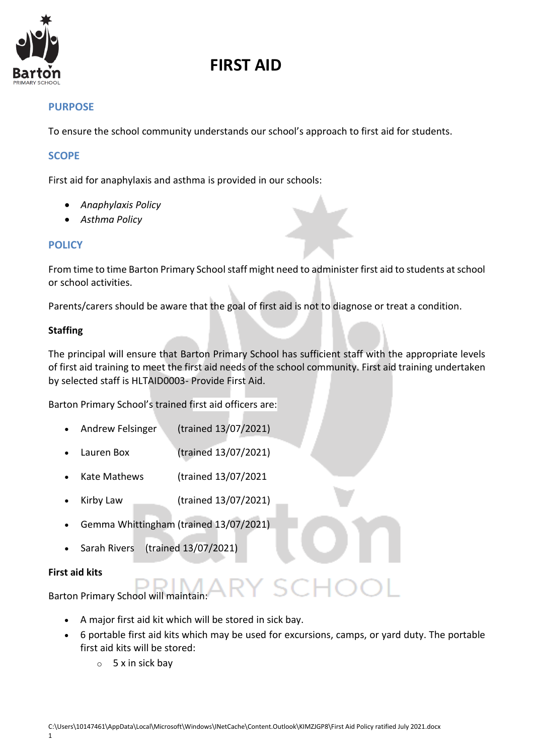# FIRST AID

## PURPOSE

To ensure the school community understands our school's approach to first aid for students.

## SCOPE

First aid for anaphylaxis and asthma is provided in our schools:

- *Anaphylaxis Policy*
- *Asthma Policy*

## POLICY

From time to time Barton Primary School staff might need to administer first aid to students at school or school activities.

Parents/carers should be aware that the goal of first aid is not to diagnose or treat a condition.

**Staffing**

The principal will ensure that Barton Primary School has sufficient staff with the appropriate levels of first aid training to meet the first aid needs of the school community. First aid training undertaken by selected staff is HLTAID0003- Provide First Aid.

Barton Primary School's trained first aid officers are:

- Andrew Felsinger (trained 13/07/2021)
- Lauren Box (trained 13/07/2021)
- Kate Mathews (trained 13/07/2021
- Kirby Law (trained 13/07/2021)
- Gemma Whittingham (trained 13/07/2021)
- Sarah Rivers (trained 13/07/2021)

**First aid kits**

Barton Primary School will maintain:

- A major first aid kit which will be stored in sick bay.
- 6 portable first aid kits which may be used for excursions, camps, or yard duty. The portable first aid kits will be stored:
  - 5 x in sick bay

C:\Users\10147461\AppData\Local\Microsoft\Windows\INetCache\Content.Outlook\KIMZJGP8\First Aid Policy ratified July 2021.docx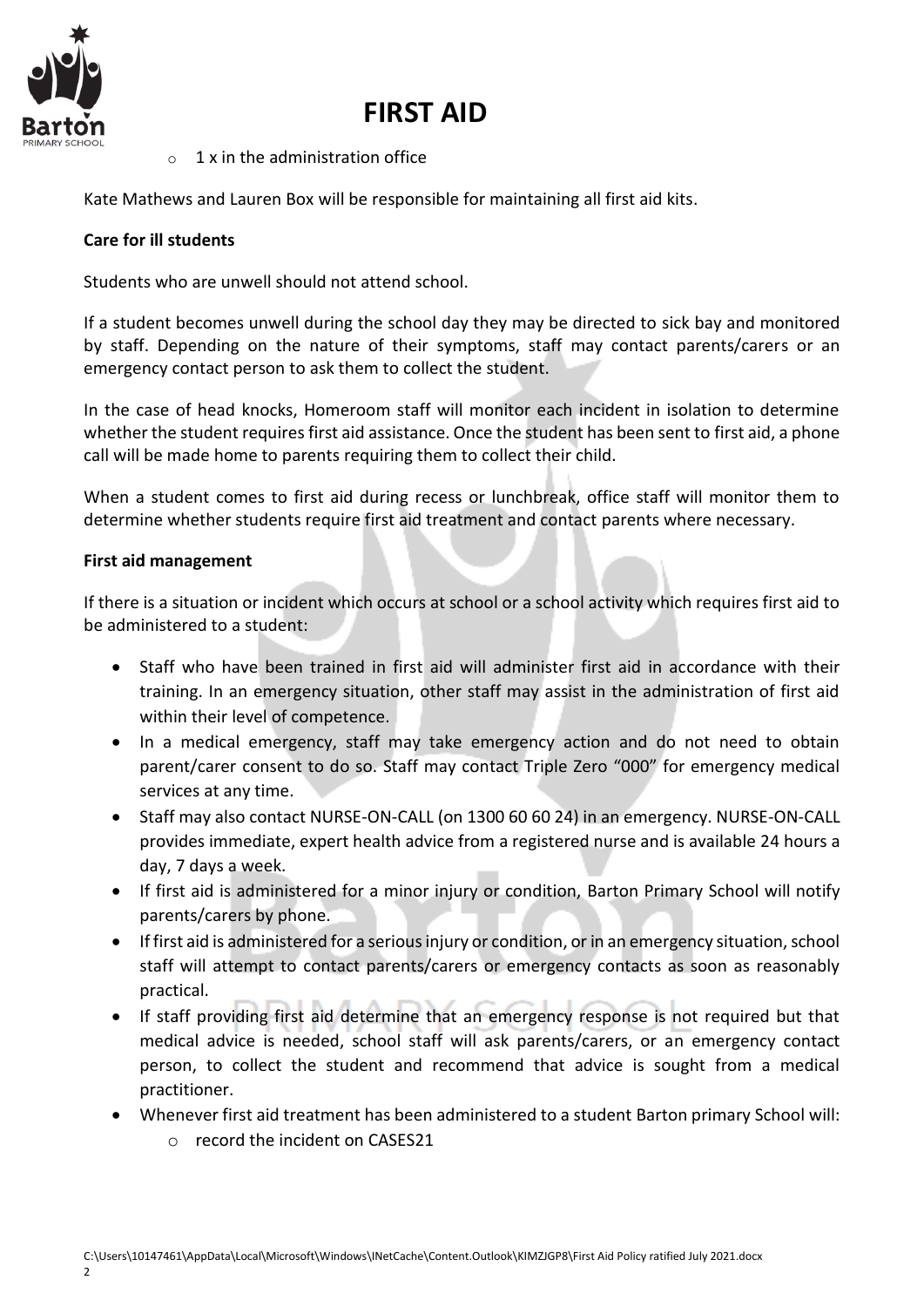- 1 x in the administration office

Kate Mathews and Lauren Box will be responsible for maintaining all first aid kits.

**Care for ill students**

Students who are unwell should not attend school.

If a student becomes unwell during the school day they may be directed to sick bay and monitored by staff. Depending on the nature of their symptoms, staff may contact parents/carers or an emergency contact person to ask them to collect the student.

In the case of head knocks, Homeroom staff will monitor each incident in isolation to determine whether the student requires first aid assistance. Once the student has been sent to first aid, a phone call will be made home to parents requiring them to collect their child.

When a student comes to first aid during recess or lunchbreak, office staff will monitor them to determine whether students require first aid treatment and contact parents where necessary.

**First aid management**

If there is a situation or incident which occurs at school or a school activity which requires first aid to be administered to a student:

- Staff who have been trained in first aid will administer first aid in accordance with their training. In an emergency situation, other staff may assist in the administration of first aid within their level of competence.
- In a medical emergency, staff may take emergency action and do not need to obtain parent/carer consent to do so. Staff may contact Triple Zero "000" for emergency medical services at any time.
- Staff may also contact NURSE-ON-CALL (on 1300 60 60 24) in an emergency. NURSE-ON-CALL provides immediate, expert health advice from a registered nurse and is available 24 hours a day, 7 days a week.
- If first aid is administered for a minor injury or condition, Barton Primary School will notify parents/carers by phone.
- If first aid is administered for a serious injury or condition, or in an emergency situation, school staff will attempt to contact parents/carers or emergency contacts as soon as reasonably practical.
- If staff providing first aid determine that an emergency response is not required but that medical advice is needed, school staff will ask parents/carers, or an emergency contact person, to collect the student and recommend that advice is sought from a medical practitioner.
- Whenever first aid treatment has been administered to a student Barton primary School will:
  - record the incident on CASES21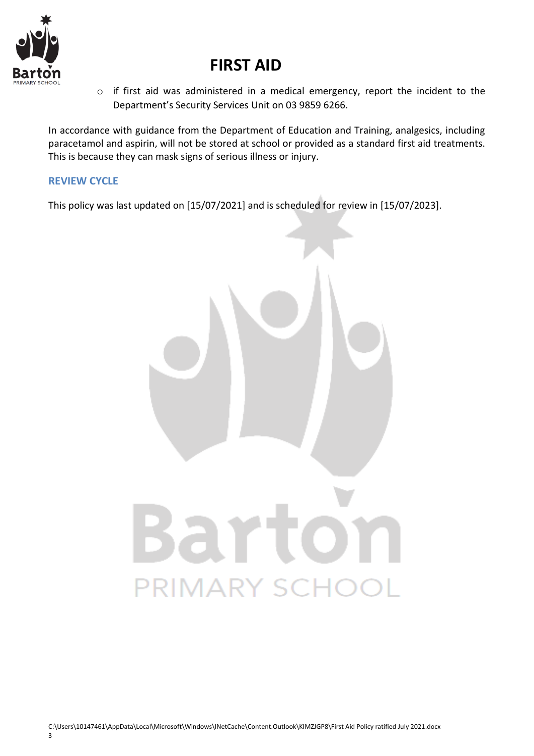- if first aid was administered in a medical emergency, report the incident to the Department's Security Services Unit on 03 9859 6266.

In accordance with guidance from the Department of Education and Training, analgesics, including paracetamol and aspirin, will not be stored at school or provided as a standard first aid treatments. This is because they can mask signs of serious illness or injury.

## REVIEW CYCLE

This policy was last updated on [15/07/2021] and is scheduled for review in [15/07/2023].